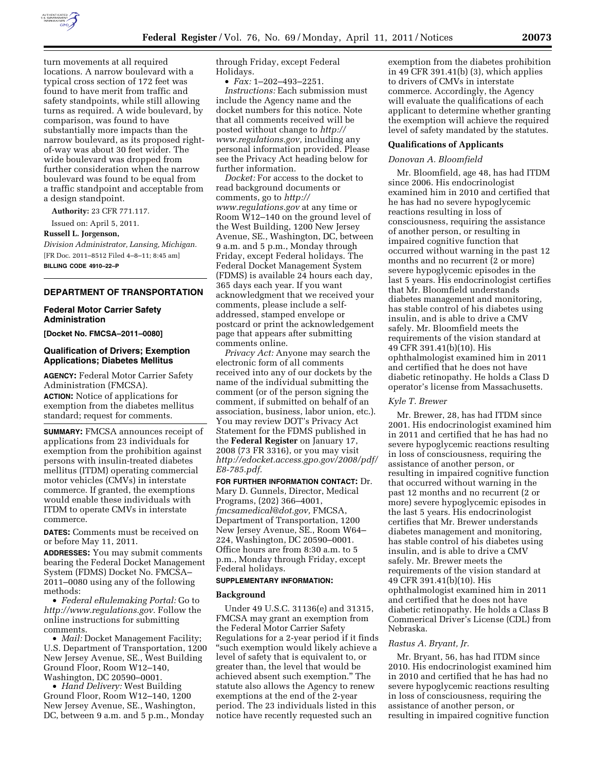turn movements at all required locations. A narrow boulevard with a typical cross section of 172 feet was found to have merit from traffic and safety standpoints, while still allowing turns as required. A wide boulevard, by comparison, was found to have substantially more impacts than the narrow boulevard, as its proposed right-of-way was about 30 feet wider. The wide boulevard was dropped from further consideration when the narrow boulevard was found to be equal from a traffic standpoint and acceptable from a design standpoint.

**Authority:** 23 CFR 771.117.

Issued on: April 5, 2011.

**Russell L. Jorgenson,**

*Division Administrator, Lansing, Michigan.*

[FR Doc. 2011–8512 Filed 4–8–11; 8:45 am]

**BILLING CODE 4910–22–P**

## DEPARTMENT OF TRANSPORTATION

### Federal Motor Carrier Safety Administration

**[Docket No. FMCSA–2011–0080]**

### Qualification of Drivers; Exemption Applications; Diabetes Mellitus

**AGENCY:** Federal Motor Carrier Safety Administration (FMCSA).

**ACTION:** Notice of applications for exemption from the diabetes mellitus standard; request for comments.

**SUMMARY:** FMCSA announces receipt of applications from 23 individuals for exemption from the prohibition against persons with insulin-treated diabetes mellitus (ITDM) operating commercial motor vehicles (CMVs) in interstate commerce. If granted, the exemptions would enable these individuals with ITDM to operate CMVs in interstate commerce.

**DATES:** Comments must be received on or before May 11, 2011.

**ADDRESSES:** You may submit comments bearing the Federal Docket Management System (FDMS) Docket No. FMCSA–2011–0080 using any of the following methods:

- *Federal eRulemaking Portal:* Go to *http://www.regulations.gov.* Follow the online instructions for submitting comments.
- *Mail:* Docket Management Facility; U.S. Department of Transportation, 1200 New Jersey Avenue, SE., West Building Ground Floor, Room W12–140, Washington, DC 20590–0001.
- *Hand Delivery:* West Building Ground Floor, Room W12–140, 1200 New Jersey Avenue, SE., Washington, DC, between 9 a.m. and 5 p.m., Monday through Friday, except Federal Holidays.
- *Fax:* 1–202–493–2251.

*Instructions:* Each submission must include the Agency name and the docket numbers for this notice. Note that all comments received will be posted without change to *http://www.regulations.gov,* including any personal information provided. Please see the Privacy Act heading below for further information.

*Docket:* For access to the docket to read background documents or comments, go to *http://www.regulations.gov* at any time or Room W12–140 on the ground level of the West Building, 1200 New Jersey Avenue, SE., Washington, DC, between 9 a.m. and 5 p.m., Monday through Friday, except Federal holidays. The Federal Docket Management System (FDMS) is available 24 hours each day, 365 days each year. If you want acknowledgment that we received your comments, please include a self-addressed, stamped envelope or postcard or print the acknowledgement page that appears after submitting comments online.

*Privacy Act:* Anyone may search the electronic form of all comments received into any of our dockets by the name of the individual submitting the comment (or of the person signing the comment, if submitted on behalf of an association, business, labor union, etc.). You may review DOT's Privacy Act Statement for the FDMS published in the **Federal Register** on January 17, 2008 (73 FR 3316), or you may visit *http://edocket.access.gpo.gov/2008/pdf/E8-785.pdf.*

**FOR FURTHER INFORMATION CONTACT:** Dr. Mary D. Gunnels, Director, Medical Programs, (202) 366–4001, *fmcsamedical@dot.gov,* FMCSA, Department of Transportation, 1200 New Jersey Avenue, SE., Room W64–224, Washington, DC 20590–0001. Office hours are from 8:30 a.m. to 5 p.m., Monday through Friday, except Federal holidays.

**SUPPLEMENTARY INFORMATION:**

#### Background

Under 49 U.S.C. 31136(e) and 31315, FMCSA may grant an exemption from the Federal Motor Carrier Safety Regulations for a 2-year period if it finds "such exemption would likely achieve a level of safety that is equivalent to, or greater than, the level that would be achieved absent such exemption." The statute also allows the Agency to renew exemptions at the end of the 2-year period. The 23 individuals listed in this notice have recently requested such an exemption from the diabetes prohibition in 49 CFR 391.41(b) (3), which applies to drivers of CMVs in interstate commerce. Accordingly, the Agency will evaluate the qualifications of each applicant to determine whether granting the exemption will achieve the required level of safety mandated by the statutes.

#### Qualifications of Applicants

*Donovan A. Bloomfield*

Mr. Bloomfield, age 48, has had ITDM since 2006. His endocrinologist examined him in 2010 and certified that he has had no severe hypoglycemic reactions resulting in loss of consciousness, requiring the assistance of another person, or resulting in impaired cognitive function that occurred without warning in the past 12 months and no recurrent (2 or more) severe hypoglycemic episodes in the last 5 years. His endocrinologist certifies that Mr. Bloomfield understands diabetes management and monitoring, has stable control of his diabetes using insulin, and is able to drive a CMV safely. Mr. Bloomfield meets the requirements of the vision standard at 49 CFR 391.41(b)(10). His ophthalmologist examined him in 2011 and certified that he does not have diabetic retinopathy. He holds a Class D operator's license from Massachusetts.

*Kyle T. Brewer*

Mr. Brewer, 28, has had ITDM since 2001. His endocrinologist examined him in 2011 and certified that he has had no severe hypoglycemic reactions resulting in loss of consciousness, requiring the assistance of another person, or resulting in impaired cognitive function that occurred without warning in the past 12 months and no recurrent (2 or more) severe hypoglycemic episodes in the last 5 years. His endocrinologist certifies that Mr. Brewer understands diabetes management and monitoring, has stable control of his diabetes using insulin, and is able to drive a CMV safely. Mr. Brewer meets the requirements of the vision standard at 49 CFR 391.41(b)(10). His ophthalmologist examined him in 2011 and certified that he does not have diabetic retinopathy. He holds a Class B Commerical Driver's License (CDL) from Nebraska.

*Rastus A. Bryant, Jr.*

Mr. Bryant, 56, has had ITDM since 2010. His endocrinologist examined him in 2010 and certified that he has had no severe hypoglycemic reactions resulting in loss of consciousness, requiring the assistance of another person, or resulting in impaired cognitive function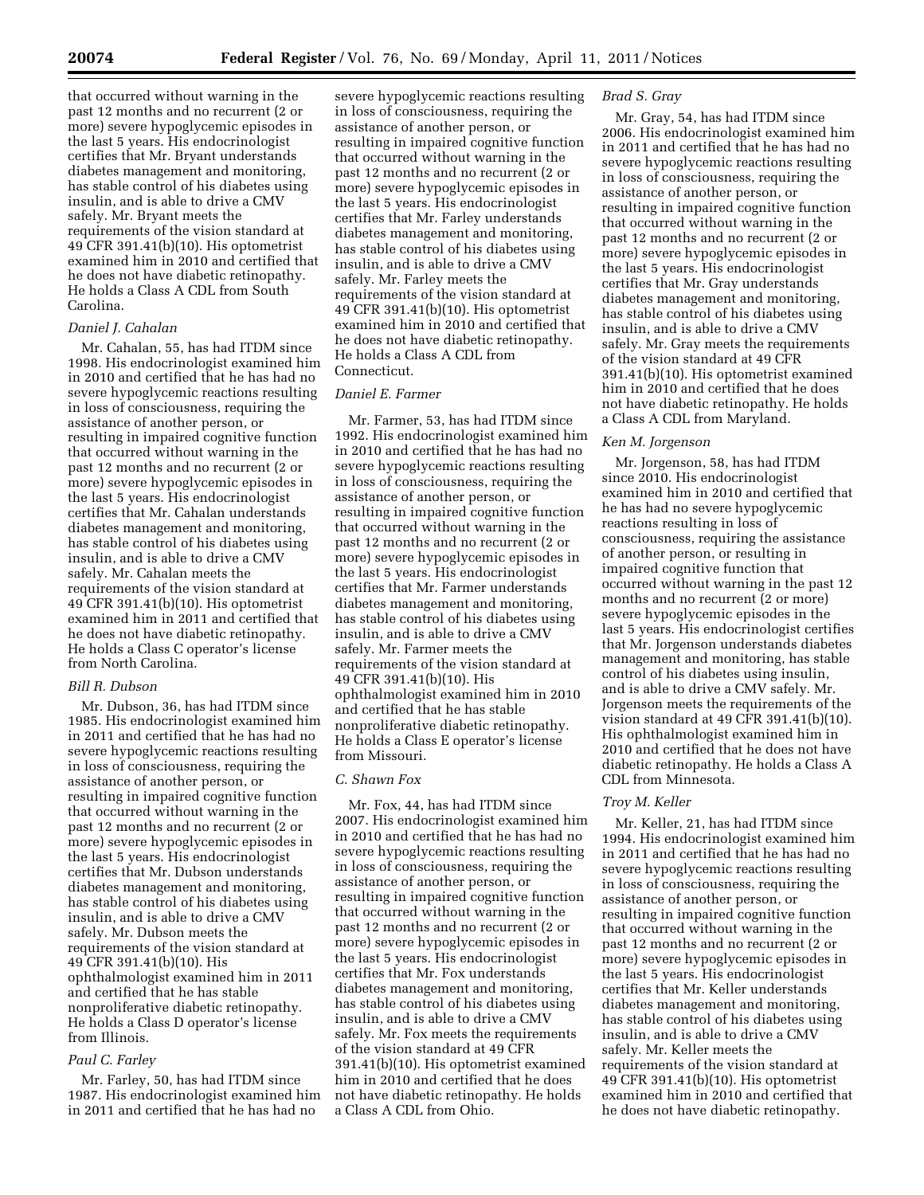that occurred without warning in the past 12 months and no recurrent (2 or more) severe hypoglycemic episodes in the last 5 years. His endocrinologist certifies that Mr. Bryant understands diabetes management and monitoring, has stable control of his diabetes using insulin, and is able to drive a CMV safely. Mr. Bryant meets the requirements of the vision standard at 49 CFR 391.41(b)(10). His optometrist examined him in 2010 and certified that he does not have diabetic retinopathy. He holds a Class A CDL from South Carolina.

*Daniel J. Cahalan*

Mr. Cahalan, 55, has had ITDM since 1998. His endocrinologist examined him in 2010 and certified that he has had no severe hypoglycemic reactions resulting in loss of consciousness, requiring the assistance of another person, or resulting in impaired cognitive function that occurred without warning in the past 12 months and no recurrent (2 or more) severe hypoglycemic episodes in the last 5 years. His endocrinologist certifies that Mr. Cahalan understands diabetes management and monitoring, has stable control of his diabetes using insulin, and is able to drive a CMV safely. Mr. Cahalan meets the requirements of the vision standard at 49 CFR 391.41(b)(10). His optometrist examined him in 2011 and certified that he does not have diabetic retinopathy. He holds a Class C operator's license from North Carolina.

*Bill R. Dubson*

Mr. Dubson, 36, has had ITDM since 1985. His endocrinologist examined him in 2011 and certified that he has had no severe hypoglycemic reactions resulting in loss of consciousness, requiring the assistance of another person, or resulting in impaired cognitive function that occurred without warning in the past 12 months and no recurrent (2 or more) severe hypoglycemic episodes in the last 5 years. His endocrinologist certifies that Mr. Dubson understands diabetes management and monitoring, has stable control of his diabetes using insulin, and is able to drive a CMV safely. Mr. Dubson meets the requirements of the vision standard at 49 CFR 391.41(b)(10). His ophthalmologist examined him in 2011 and certified that he has stable nonproliferative diabetic retinopathy. He holds a Class D operator's license from Illinois.

*Paul C. Farley*

Mr. Farley, 50, has had ITDM since 1987. His endocrinologist examined him in 2011 and certified that he has had no severe hypoglycemic reactions resulting in loss of consciousness, requiring the assistance of another person, or resulting in impaired cognitive function that occurred without warning in the past 12 months and no recurrent (2 or more) severe hypoglycemic episodes in the last 5 years. His endocrinologist certifies that Mr. Farley understands diabetes management and monitoring, has stable control of his diabetes using insulin, and is able to drive a CMV safely. Mr. Farley meets the requirements of the vision standard at 49 CFR 391.41(b)(10). His optometrist examined him in 2010 and certified that he does not have diabetic retinopathy. He holds a Class A CDL from Connecticut.

*Daniel E. Farmer*

Mr. Farmer, 53, has had ITDM since 1992. His endocrinologist examined him in 2010 and certified that he has had no severe hypoglycemic reactions resulting in loss of consciousness, requiring the assistance of another person, or resulting in impaired cognitive function that occurred without warning in the past 12 months and no recurrent (2 or more) severe hypoglycemic episodes in the last 5 years. His endocrinologist certifies that Mr. Farmer understands diabetes management and monitoring, has stable control of his diabetes using insulin, and is able to drive a CMV safely. Mr. Farmer meets the requirements of the vision standard at 49 CFR 391.41(b)(10). His ophthalmologist examined him in 2010 and certified that he has stable nonproliferative diabetic retinopathy. He holds a Class E operator's license from Missouri.

*C. Shawn Fox*

Mr. Fox, 44, has had ITDM since 2007. His endocrinologist examined him in 2010 and certified that he has had no severe hypoglycemic reactions resulting in loss of consciousness, requiring the assistance of another person, or resulting in impaired cognitive function that occurred without warning in the past 12 months and no recurrent (2 or more) severe hypoglycemic episodes in the last 5 years. His endocrinologist certifies that Mr. Fox understands diabetes management and monitoring, has stable control of his diabetes using insulin, and is able to drive a CMV safely. Mr. Fox meets the requirements of the vision standard at 49 CFR 391.41(b)(10). His optometrist examined him in 2010 and certified that he does not have diabetic retinopathy. He holds a Class A CDL from Ohio.

*Brad S. Gray*

Mr. Gray, 54, has had ITDM since 2006. His endocrinologist examined him in 2011 and certified that he has had no severe hypoglycemic reactions resulting in loss of consciousness, requiring the assistance of another person, or resulting in impaired cognitive function that occurred without warning in the past 12 months and no recurrent (2 or more) severe hypoglycemic episodes in the last 5 years. His endocrinologist certifies that Mr. Gray understands diabetes management and monitoring, has stable control of his diabetes using insulin, and is able to drive a CMV safely. Mr. Gray meets the requirements of the vision standard at 49 CFR 391.41(b)(10). His optometrist examined him in 2010 and certified that he does not have diabetic retinopathy. He holds a Class A CDL from Maryland.

*Ken M. Jorgenson*

Mr. Jorgenson, 58, has had ITDM since 2010. His endocrinologist examined him in 2010 and certified that he has had no severe hypoglycemic reactions resulting in loss of consciousness, requiring the assistance of another person, or resulting in impaired cognitive function that occurred without warning in the past 12 months and no recurrent (2 or more) severe hypoglycemic episodes in the last 5 years. His endocrinologist certifies that Mr. Jorgenson understands diabetes management and monitoring, has stable control of his diabetes using insulin, and is able to drive a CMV safely. Mr. Jorgenson meets the requirements of the vision standard at 49 CFR 391.41(b)(10). His ophthalmologist examined him in 2010 and certified that he does not have diabetic retinopathy. He holds a Class A CDL from Minnesota.

*Troy M. Keller*

Mr. Keller, 21, has had ITDM since 1994. His endocrinologist examined him in 2011 and certified that he has had no severe hypoglycemic reactions resulting in loss of consciousness, requiring the assistance of another person, or resulting in impaired cognitive function that occurred without warning in the past 12 months and no recurrent (2 or more) severe hypoglycemic episodes in the last 5 years. His endocrinologist certifies that Mr. Keller understands diabetes management and monitoring, has stable control of his diabetes using insulin, and is able to drive a CMV safely. Mr. Keller meets the requirements of the vision standard at 49 CFR 391.41(b)(10). His optometrist examined him in 2010 and certified that he does not have diabetic retinopathy.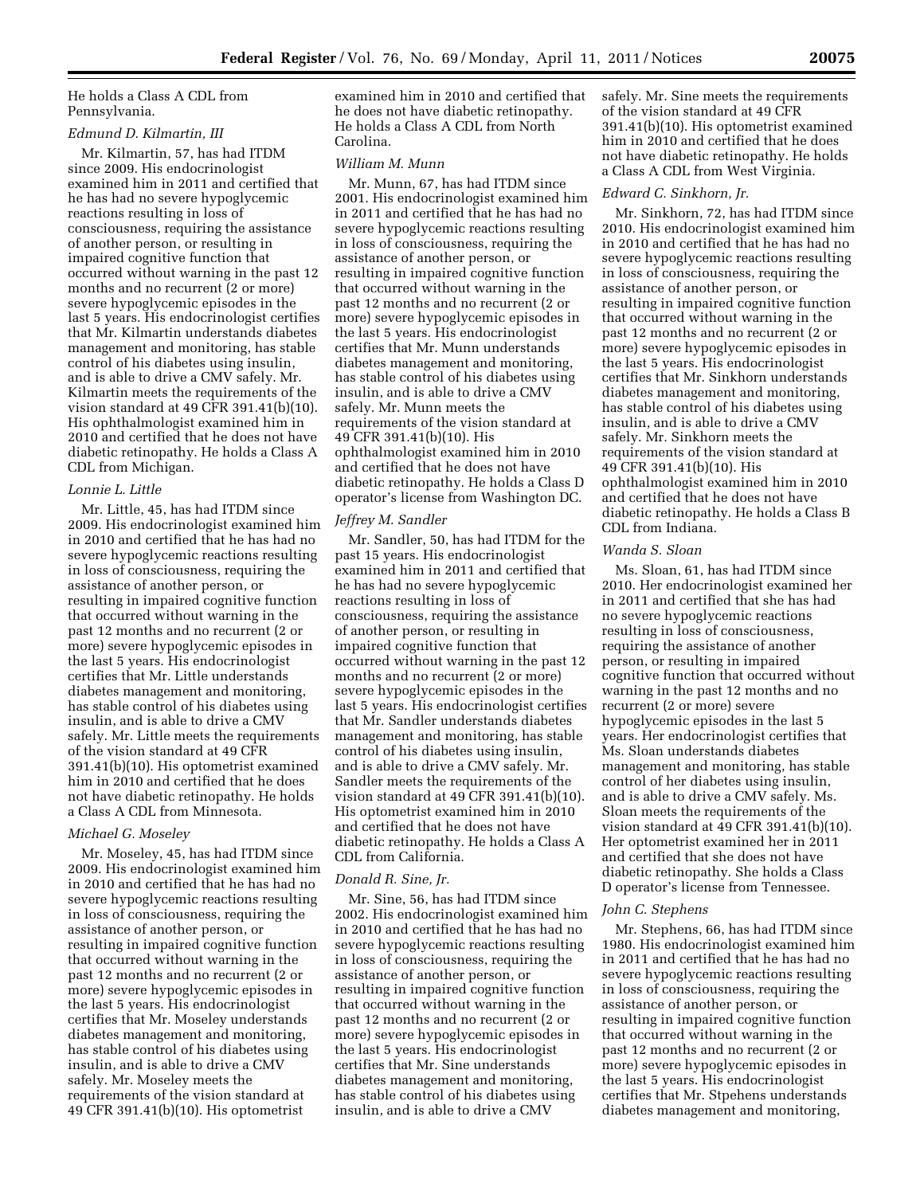He holds a Class A CDL from Pennsylvania.

*Edmund D. Kilmartin, III*

Mr. Kilmartin, 57, has had ITDM since 2009. His endocrinologist examined him in 2011 and certified that he has had no severe hypoglycemic reactions resulting in loss of consciousness, requiring the assistance of another person, or resulting in impaired cognitive function that occurred without warning in the past 12 months and no recurrent (2 or more) severe hypoglycemic episodes in the last 5 years. His endocrinologist certifies that Mr. Kilmartin understands diabetes management and monitoring, has stable control of his diabetes using insulin, and is able to drive a CMV safely. Mr. Kilmartin meets the requirements of the vision standard at 49 CFR 391.41(b)(10). His ophthalmologist examined him in 2010 and certified that he does not have diabetic retinopathy. He holds a Class A CDL from Michigan.

*Lonnie L. Little*

Mr. Little, 45, has had ITDM since 2009. His endocrinologist examined him in 2010 and certified that he has had no severe hypoglycemic reactions resulting in loss of consciousness, requiring the assistance of another person, or resulting in impaired cognitive function that occurred without warning in the past 12 months and no recurrent (2 or more) severe hypoglycemic episodes in the last 5 years. His endocrinologist certifies that Mr. Little understands diabetes management and monitoring, has stable control of his diabetes using insulin, and is able to drive a CMV safely. Mr. Little meets the requirements of the vision standard at 49 CFR 391.41(b)(10). His optometrist examined him in 2010 and certified that he does not have diabetic retinopathy. He holds a Class A CDL from Minnesota.

*Michael G. Moseley*

Mr. Moseley, 45, has had ITDM since 2009. His endocrinologist examined him in 2010 and certified that he has had no severe hypoglycemic reactions resulting in loss of consciousness, requiring the assistance of another person, or resulting in impaired cognitive function that occurred without warning in the past 12 months and no recurrent (2 or more) severe hypoglycemic episodes in the last 5 years. His endocrinologist certifies that Mr. Moseley understands diabetes management and monitoring, has stable control of his diabetes using insulin, and is able to drive a CMV safely. Mr. Moseley meets the requirements of the vision standard at 49 CFR 391.41(b)(10). His optometrist examined him in 2010 and certified that he does not have diabetic retinopathy. He holds a Class A CDL from North Carolina.

*William M. Munn*

Mr. Munn, 67, has had ITDM since 2001. His endocrinologist examined him in 2011 and certified that he has had no severe hypoglycemic reactions resulting in loss of consciousness, requiring the assistance of another person, or resulting in impaired cognitive function that occurred without warning in the past 12 months and no recurrent (2 or more) severe hypoglycemic episodes in the last 5 years. His endocrinologist certifies that Mr. Munn understands diabetes management and monitoring, has stable control of his diabetes using insulin, and is able to drive a CMV safely. Mr. Munn meets the requirements of the vision standard at 49 CFR 391.41(b)(10). His ophthalmologist examined him in 2010 and certified that he does not have diabetic retinopathy. He holds a Class D operator's license from Washington DC.

*Jeffrey M. Sandler*

Mr. Sandler, 50, has had ITDM for the past 15 years. His endocrinologist examined him in 2011 and certified that he has had no severe hypoglycemic reactions resulting in loss of consciousness, requiring the assistance of another person, or resulting in impaired cognitive function that occurred without warning in the past 12 months and no recurrent (2 or more) severe hypoglycemic episodes in the last 5 years. His endocrinologist certifies that Mr. Sandler understands diabetes management and monitoring, has stable control of his diabetes using insulin, and is able to drive a CMV safely. Mr. Sandler meets the requirements of the vision standard at 49 CFR 391.41(b)(10). His optometrist examined him in 2010 and certified that he does not have diabetic retinopathy. He holds a Class A CDL from California.

*Donald R. Sine, Jr.*

Mr. Sine, 56, has had ITDM since 2002. His endocrinologist examined him in 2010 and certified that he has had no severe hypoglycemic reactions resulting in loss of consciousness, requiring the assistance of another person, or resulting in impaired cognitive function that occurred without warning in the past 12 months and no recurrent (2 or more) severe hypoglycemic episodes in the last 5 years. His endocrinologist certifies that Mr. Sine understands diabetes management and monitoring, has stable control of his diabetes using insulin, and is able to drive a CMV safely. Mr. Sine meets the requirements of the vision standard at 49 CFR 391.41(b)(10). His optometrist examined him in 2010 and certified that he does not have diabetic retinopathy. He holds a Class A CDL from West Virginia.

*Edward C. Sinkhorn, Jr.*

Mr. Sinkhorn, 72, has had ITDM since 2010. His endocrinologist examined him in 2010 and certified that he has had no severe hypoglycemic reactions resulting in loss of consciousness, requiring the assistance of another person, or resulting in impaired cognitive function that occurred without warning in the past 12 months and no recurrent (2 or more) severe hypoglycemic episodes in the last 5 years. His endocrinologist certifies that Mr. Sinkhorn understands diabetes management and monitoring, has stable control of his diabetes using insulin, and is able to drive a CMV safely. Mr. Sinkhorn meets the requirements of the vision standard at 49 CFR 391.41(b)(10). His ophthalmologist examined him in 2010 and certified that he does not have diabetic retinopathy. He holds a Class B CDL from Indiana.

*Wanda S. Sloan*

Ms. Sloan, 61, has had ITDM since 2010. Her endocrinologist examined her in 2011 and certified that she has had no severe hypoglycemic reactions resulting in loss of consciousness, requiring the assistance of another person, or resulting in impaired cognitive function that occurred without warning in the past 12 months and no recurrent (2 or more) severe hypoglycemic episodes in the last 5 years. Her endocrinologist certifies that Ms. Sloan understands diabetes management and monitoring, has stable control of her diabetes using insulin, and is able to drive a CMV safely. Ms. Sloan meets the requirements of the vision standard at 49 CFR 391.41(b)(10). Her optometrist examined her in 2011 and certified that she does not have diabetic retinopathy. She holds a Class D operator's license from Tennessee.

*John C. Stephens*

Mr. Stephens, 66, has had ITDM since 1980. His endocrinologist examined him in 2011 and certified that he has had no severe hypoglycemic reactions resulting in loss of consciousness, requiring the assistance of another person, or resulting in impaired cognitive function that occurred without warning in the past 12 months and no recurrent (2 or more) severe hypoglycemic episodes in the last 5 years. His endocrinologist certifies that Mr. Stpehens understands diabetes management and monitoring,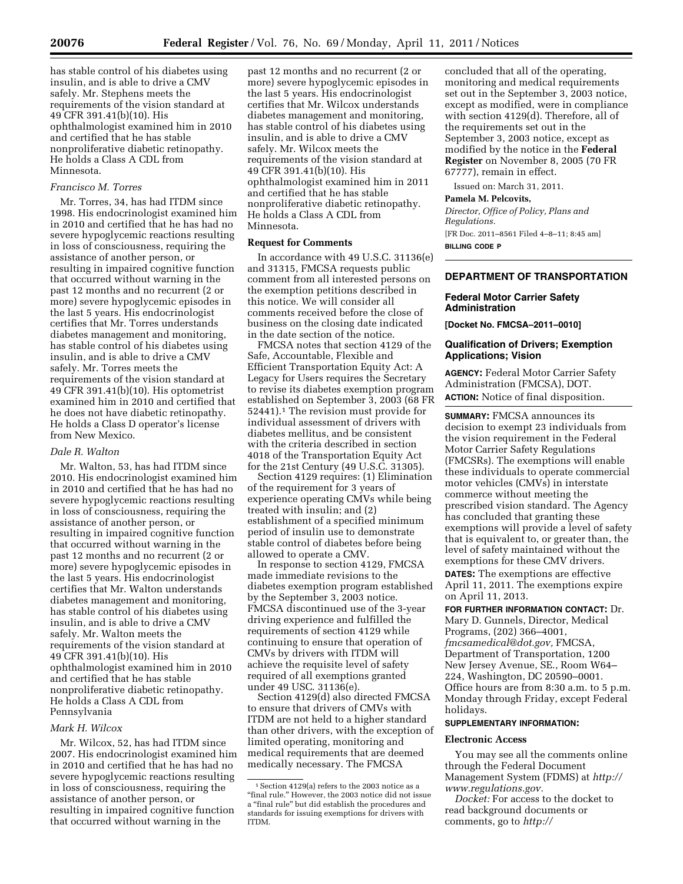has stable control of his diabetes using insulin, and is able to drive a CMV safely. Mr. Stephens meets the requirements of the vision standard at 49 CFR 391.41(b)(10). His ophthalmologist examined him in 2010 and certified that he has stable nonproliferative diabetic retinopathy. He holds a Class A CDL from Minnesota.

*Francisco M. Torres*

Mr. Torres, 34, has had ITDM since 1998. His endocrinologist examined him in 2010 and certified that he has had no severe hypoglycemic reactions resulting in loss of consciousness, requiring the assistance of another person, or resulting in impaired cognitive function that occurred without warning in the past 12 months and no recurrent (2 or more) severe hypoglycemic episodes in the last 5 years. His endocrinologist certifies that Mr. Torres understands diabetes management and monitoring, has stable control of his diabetes using insulin, and is able to drive a CMV safely. Mr. Torres meets the requirements of the vision standard at 49 CFR 391.41(b)(10). His optometrist examined him in 2010 and certified that he does not have diabetic retinopathy. He holds a Class D operator's license from New Mexico.

*Dale R. Walton*

Mr. Walton, 53, has had ITDM since 2010. His endocrinologist examined him in 2010 and certified that he has had no severe hypoglycemic reactions resulting in loss of consciousness, requiring the assistance of another person, or resulting in impaired cognitive function that occurred without warning in the past 12 months and no recurrent (2 or more) severe hypoglycemic episodes in the last 5 years. His endocrinologist certifies that Mr. Walton understands diabetes management and monitoring, has stable control of his diabetes using insulin, and is able to drive a CMV safely. Mr. Walton meets the requirements of the vision standard at 49 CFR 391.41(b)(10). His ophthalmologist examined him in 2010 and certified that he has stable nonproliferative diabetic retinopathy. He holds a Class A CDL from Pennsylvania

*Mark H. Wilcox*

Mr. Wilcox, 52, has had ITDM since 2007. His endocrinologist examined him in 2010 and certified that he has had no severe hypoglycemic reactions resulting in loss of consciousness, requiring the assistance of another person, or resulting in impaired cognitive function that occurred without warning in the past 12 months and no recurrent (2 or more) severe hypoglycemic episodes in the last 5 years. His endocrinologist certifies that Mr. Wilcox understands diabetes management and monitoring, has stable control of his diabetes using insulin, and is able to drive a CMV safely. Mr. Wilcox meets the requirements of the vision standard at 49 CFR 391.41(b)(10). His ophthalmologist examined him in 2011 and certified that he has stable nonproliferative diabetic retinopathy. He holds a Class A CDL from Minnesota.

**Request for Comments**

In accordance with 49 U.S.C. 31136(e) and 31315, FMCSA requests public comment from all interested persons on the exemption petitions described in this notice. We will consider all comments received before the close of business on the closing date indicated in the date section of the notice.

FMCSA notes that section 4129 of the Safe, Accountable, Flexible and Efficient Transportation Equity Act: A Legacy for Users requires the Secretary to revise its diabetes exemption program established on September 3, 2003 (68 FR 52441).[1] The revision must provide for individual assessment of drivers with diabetes mellitus, and be consistent with the criteria described in section 4018 of the Transportation Equity Act for the 21st Century (49 U.S.C. 31305).

Section 4129 requires: (1) Elimination of the requirement for 3 years of experience operating CMVs while being treated with insulin; and (2) establishment of a specified minimum period of insulin use to demonstrate stable control of diabetes before being allowed to operate a CMV.

In response to section 4129, FMCSA made immediate revisions to the diabetes exemption program established by the September 3, 2003 notice. FMCSA discontinued use of the 3-year driving experience and fulfilled the requirements of section 4129 while continuing to ensure that operation of CMVs by drivers with ITDM will achieve the requisite level of safety required of all exemptions granted under 49 USC. 31136(e).

Section 4129(d) also directed FMCSA to ensure that drivers of CMVs with ITDM are not held to a higher standard than other drivers, with the exception of limited operating, monitoring and medical requirements that are deemed medically necessary. The FMCSA concluded that all of the operating, monitoring and medical requirements set out in the September 3, 2003 notice, except as modified, were in compliance with section 4129(d). Therefore, all of the requirements set out in the September 3, 2003 notice, except as modified by the notice in the **Federal Register** on November 8, 2005 (70 FR 67777), remain in effect.

[1] Section 4129(a) refers to the 2003 notice as a "final rule." However, the 2003 notice did not issue a "final rule" but did establish the procedures and standards for issuing exemptions for drivers with ITDM.

Issued on: March 31, 2011.

**Pamela M. Pelcovits,**

*Director, Office of Policy, Plans and Regulations.*

[FR Doc. 2011–8561 Filed 4–8–11; 8:45 am]

**BILLING CODE P**

## DEPARTMENT OF TRANSPORTATION

### Federal Motor Carrier Safety Administration

**[Docket No. FMCSA–2011–0010]**

### Qualification of Drivers; Exemption Applications; Vision

**AGENCY:** Federal Motor Carrier Safety Administration (FMCSA), DOT.

**ACTION:** Notice of final disposition.

**SUMMARY:** FMCSA announces its decision to exempt 23 individuals from the vision requirement in the Federal Motor Carrier Safety Regulations (FMCSRs). The exemptions will enable these individuals to operate commercial motor vehicles (CMVs) in interstate commerce without meeting the prescribed vision standard. The Agency has concluded that granting these exemptions will provide a level of safety that is equivalent to, or greater than, the level of safety maintained without the exemptions for these CMV drivers.

**DATES:** The exemptions are effective April 11, 2011. The exemptions expire on April 11, 2013.

**FOR FURTHER INFORMATION CONTACT:** Dr. Mary D. Gunnels, Director, Medical Programs, (202) 366–4001, *fmcsamedical@dot.gov,* FMCSA, Department of Transportation, 1200 New Jersey Avenue, SE., Room W64–224, Washington, DC 20590–0001. Office hours are from 8:30 a.m. to 5 p.m. Monday through Friday, except Federal holidays.

**SUPPLEMENTARY INFORMATION:**

**Electronic Access**

You may see all the comments online through the Federal Document Management System (FDMS) at *http://www.regulations.gov.*

*Docket:* For access to the docket to read background documents or comments, go to *http://*